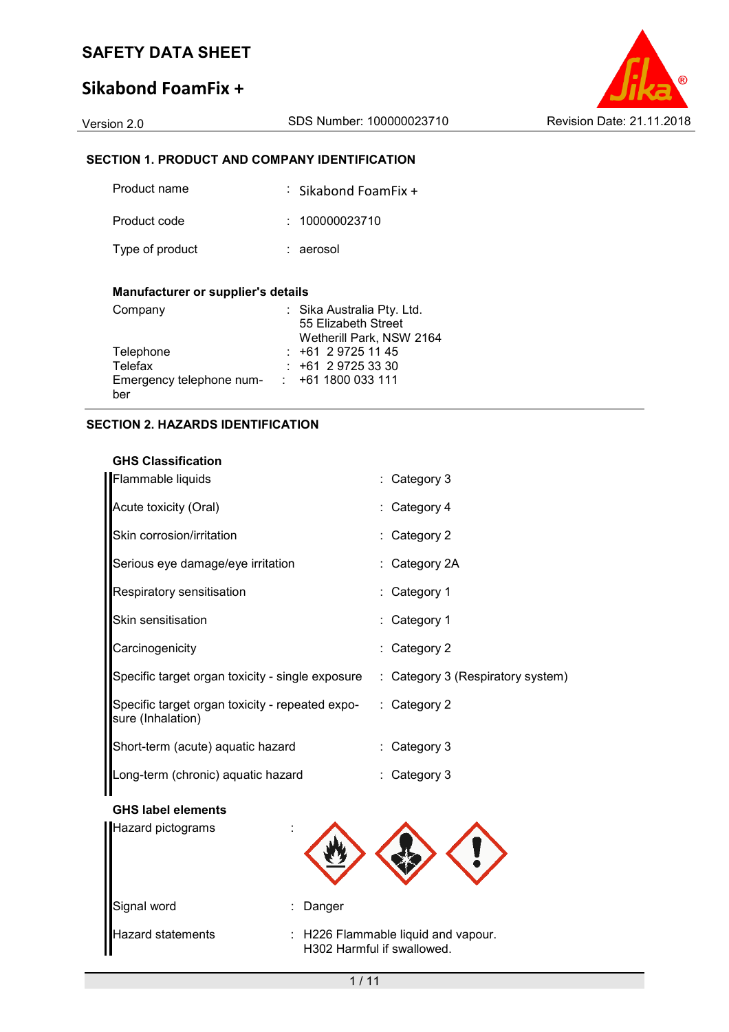# SAFETY DATA SHEET

## Sikabond FoamFix +

Version 2.0 | SDS Number: 100000023710 | Revision Date: 21.11.2018

### SECTION 1. PRODUCT AND COMPANY IDENTIFICATION

| | | |
|---|---|---|
| Product name | : | Sikabond FoamFix + |
| Product code | : | 100000023710 |
| Type of product | : | aerosol |

**Manufacturer or supplier's details**

| | | |
|---|---|---|
| Company | : | Sika Australia Pty. Ltd.<br>55 Elizabeth Street<br>Wetherill Park, NSW 2164 |
| Telephone | : | +61 2 9725 11 45 |
| Telefax | : | +61 2 9725 33 30 |
| Emergency telephone number | : | +61 1800 033 111 |

### SECTION 2. HAZARDS IDENTIFICATION

**GHS Classification**

| | | |
|---|---|---|
| Flammable liquids | : | Category 3 |
| Acute toxicity (Oral) | : | Category 4 |
| Skin corrosion/irritation | : | Category 2 |
| Serious eye damage/eye irritation | : | Category 2A |
| Respiratory sensitisation | : | Category 1 |
| Skin sensitisation | : | Category 1 |
| Carcinogenicity | : | Category 2 |
| Specific target organ toxicity - single exposure | : | Category 3 (Respiratory system) |
| Specific target organ toxicity - repeated exposure (Inhalation) | : | Category 2 |
| Short-term (acute) aquatic hazard | : | Category 3 |
| Long-term (chronic) aquatic hazard | : | Category 3 |

**GHS label elements**

| | | |
|---|---|---|
| Hazard pictograms | : | |
| Signal word | : | Danger |
| Hazard statements | : | H226 Flammable liquid and vapour.<br>H302 Harmful if swallowed. |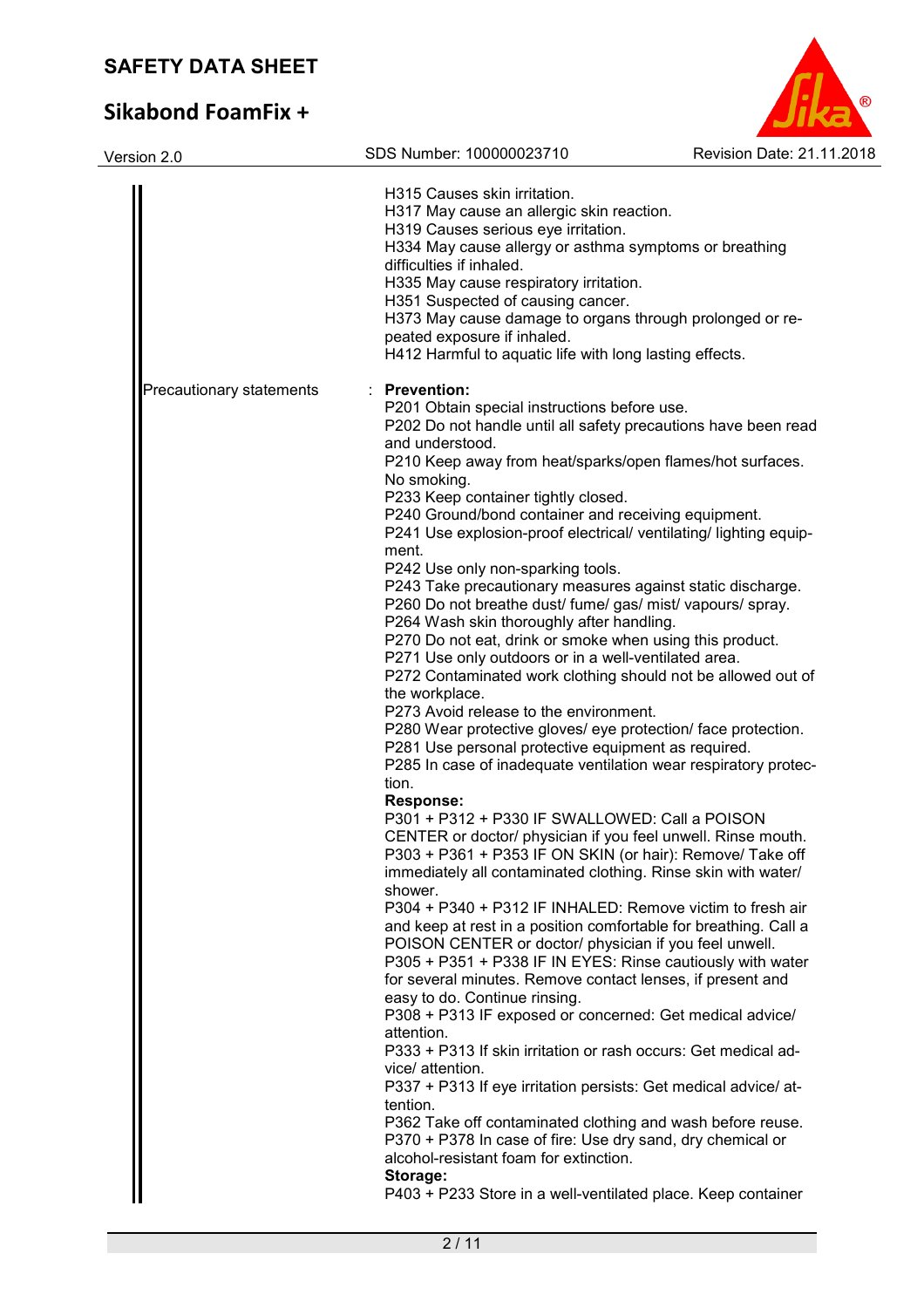H315 Causes skin irritation.
H317 May cause an allergic skin reaction.
H319 Causes serious eye irritation.
H334 May cause allergy or asthma symptoms or breathing difficulties if inhaled.
H335 May cause respiratory irritation.
H351 Suspected of causing cancer.
H373 May cause damage to organs through prolonged or repeated exposure if inhaled.
H412 Harmful to aquatic life with long lasting effects.

Precautionary statements : **Prevention:**

P201 Obtain special instructions before use.
P202 Do not handle until all safety precautions have been read and understood.
P210 Keep away from heat/sparks/open flames/hot surfaces. No smoking.
P233 Keep container tightly closed.
P240 Ground/bond container and receiving equipment.
P241 Use explosion-proof electrical/ ventilating/ lighting equipment.
P242 Use only non-sparking tools.
P243 Take precautionary measures against static discharge.
P260 Do not breathe dust/ fume/ gas/ mist/ vapours/ spray.
P264 Wash skin thoroughly after handling.
P270 Do not eat, drink or smoke when using this product.
P271 Use only outdoors or in a well-ventilated area.
P272 Contaminated work clothing should not be allowed out of the workplace.
P273 Avoid release to the environment.
P280 Wear protective gloves/ eye protection/ face protection.
P281 Use personal protective equipment as required.
P285 In case of inadequate ventilation wear respiratory protection.

**Response:**

P301 + P312 + P330 IF SWALLOWED: Call a POISON CENTER or doctor/ physician if you feel unwell. Rinse mouth.
P303 + P361 + P353 IF ON SKIN (or hair): Remove/ Take off immediately all contaminated clothing. Rinse skin with water/ shower.
P304 + P340 + P312 IF INHALED: Remove victim to fresh air and keep at rest in a position comfortable for breathing. Call a POISON CENTER or doctor/ physician if you feel unwell.
P305 + P351 + P338 IF IN EYES: Rinse cautiously with water for several minutes. Remove contact lenses, if present and easy to do. Continue rinsing.
P308 + P313 IF exposed or concerned: Get medical advice/ attention.
P333 + P313 If skin irritation or rash occurs: Get medical advice/ attention.
P337 + P313 If eye irritation persists: Get medical advice/ attention.
P362 Take off contaminated clothing and wash before reuse.
P370 + P378 In case of fire: Use dry sand, dry chemical or alcohol-resistant foam for extinction.

**Storage:**

P403 + P233 Store in a well-ventilated place. Keep container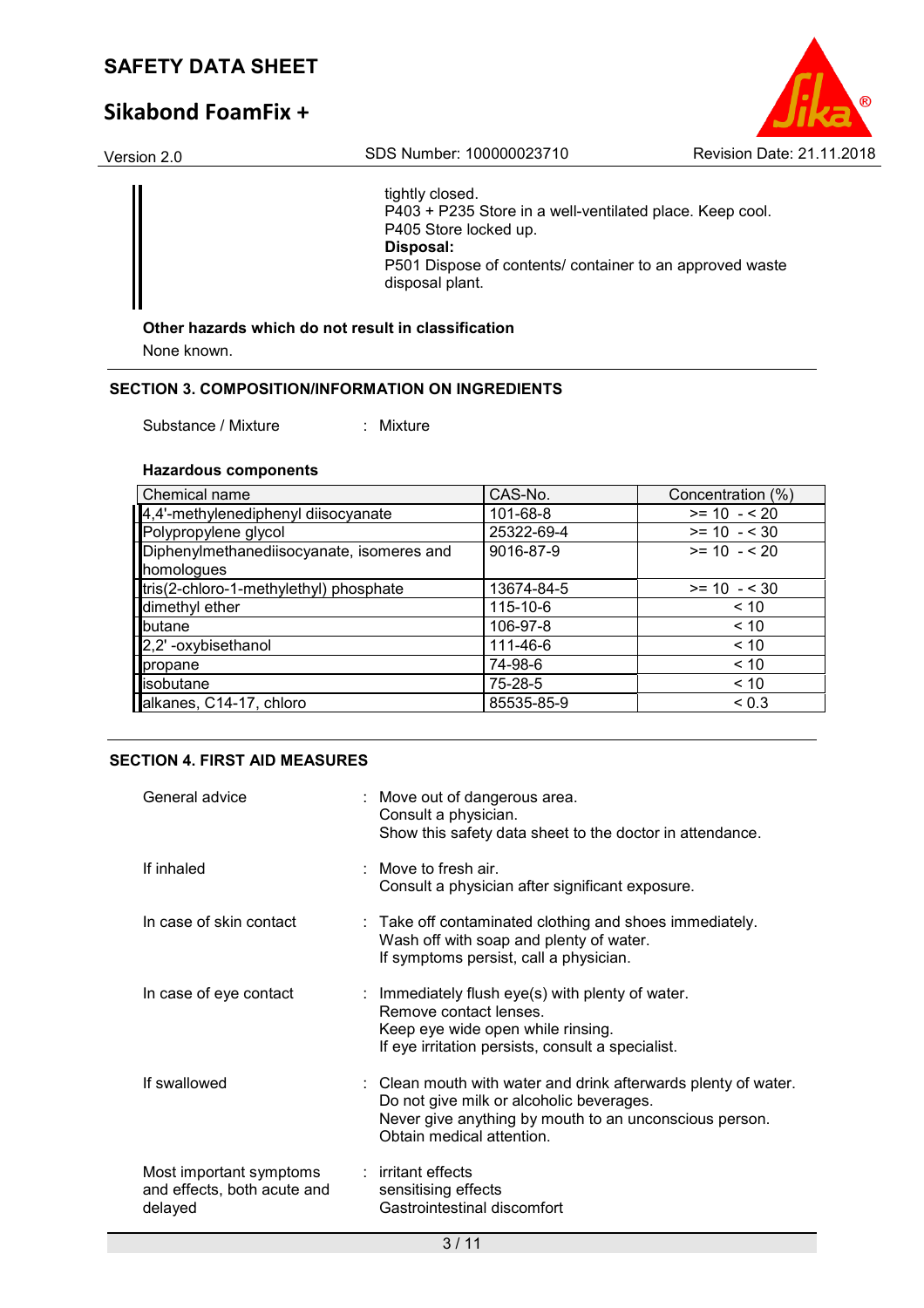tightly closed.
P403 + P235 Store in a well-ventilated place. Keep cool.
P405 Store locked up.
**Disposal:**
P501 Dispose of contents/ container to an approved waste disposal plant.

**Other hazards which do not result in classification**

None known.

## SECTION 3. COMPOSITION/INFORMATION ON INGREDIENTS

Substance / Mixture : Mixture

### Hazardous components

| Chemical name | CAS-No. | Concentration (%) |
|---|---|---|
| 4,4'-methylenediphenyl diisocyanate | 101-68-8 | >= 10 - < 20 |
| Polypropylene glycol | 25322-69-4 | >= 10 - < 30 |
| Diphenylmethanediisocyanate, isomeres and homologues | 9016-87-9 | >= 10 - < 20 |
| tris(2-chloro-1-methylethyl) phosphate | 13674-84-5 | >= 10 - < 30 |
| dimethyl ether | 115-10-6 | < 10 |
| butane | 106-97-8 | < 10 |
| 2,2' -oxybisethanol | 111-46-6 | < 10 |
| propane | 74-98-6 | < 10 |
| isobutane | 75-28-5 | < 10 |
| alkanes, C14-17, chloro | 85535-85-9 | < 0.3 |

## SECTION 4. FIRST AID MEASURES

General advice : Move out of dangerous area.
Consult a physician.
Show this safety data sheet to the doctor in attendance.

If inhaled : Move to fresh air.
Consult a physician after significant exposure.

In case of skin contact : Take off contaminated clothing and shoes immediately.
Wash off with soap and plenty of water.
If symptoms persist, call a physician.

In case of eye contact : Immediately flush eye(s) with plenty of water.
Remove contact lenses.
Keep eye wide open while rinsing.
If eye irritation persists, consult a specialist.

If swallowed : Clean mouth with water and drink afterwards plenty of water.
Do not give milk or alcoholic beverages.
Never give anything by mouth to an unconscious person.
Obtain medical attention.

Most important symptoms and effects, both acute and delayed : irritant effects
sensitising effects
Gastrointestinal discomfort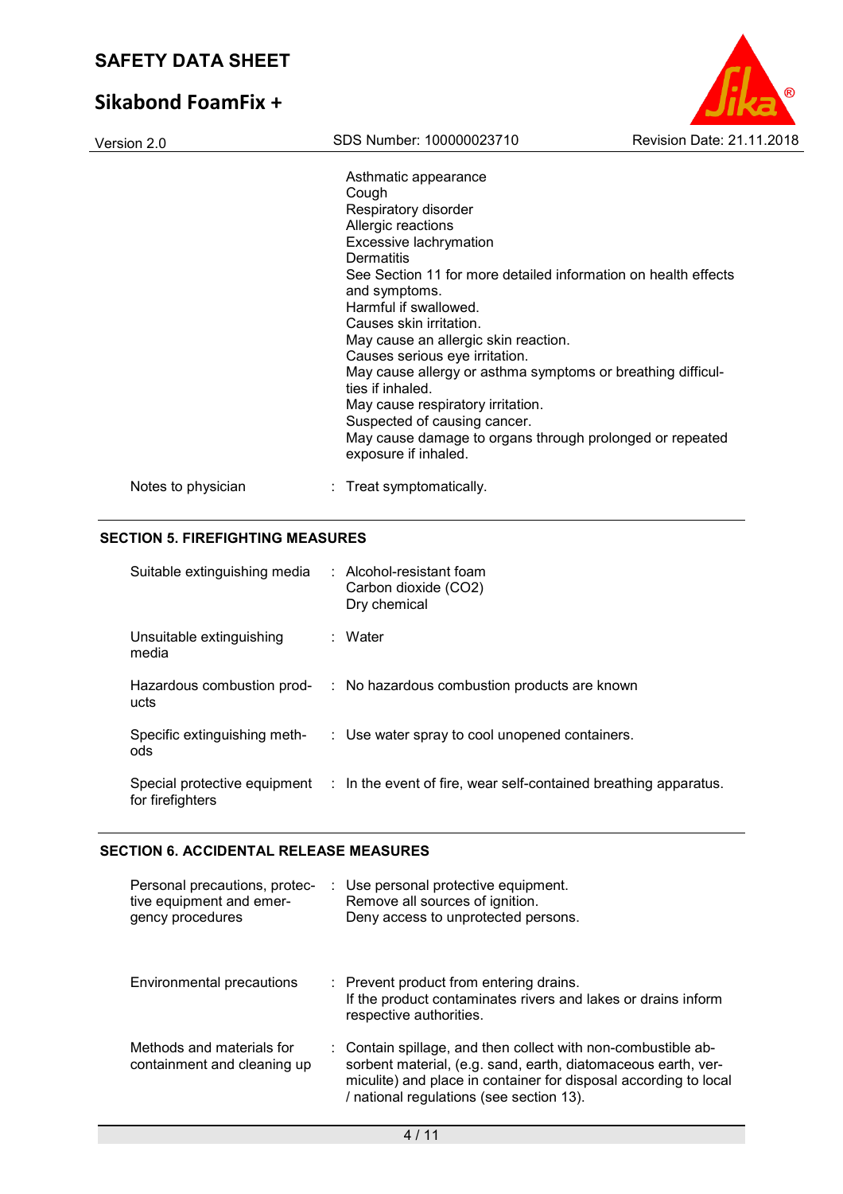Asthmatic appearance
Cough
Respiratory disorder
Allergic reactions
Excessive lachrymation
Dermatitis
See Section 11 for more detailed information on health effects and symptoms.
Harmful if swallowed.
Causes skin irritation.
May cause an allergic skin reaction.
Causes serious eye irritation.
May cause allergy or asthma symptoms or breathing difficulties if inhaled.
May cause respiratory irritation.
Suspected of causing cancer.
May cause damage to organs through prolonged or repeated exposure if inhaled.

Notes to physician : Treat symptomatically.

## SECTION 5. FIREFIGHTING MEASURES

Suitable extinguishing media : Alcohol-resistant foam
Carbon dioxide ($CO_2$)
Dry chemical

Unsuitable extinguishing media : Water

Hazardous combustion products : No hazardous combustion products are known

Specific extinguishing methods : Use water spray to cool unopened containers.

Special protective equipment for firefighters : In the event of fire, wear self-contained breathing apparatus.

## SECTION 6. ACCIDENTAL RELEASE MEASURES

Personal precautions, protective equipment and emergency procedures : Use personal protective equipment.
Remove all sources of ignition.
Deny access to unprotected persons.

Environmental precautions : Prevent product from entering drains.
If the product contaminates rivers and lakes or drains inform respective authorities.

Methods and materials for containment and cleaning up : Contain spillage, and then collect with non-combustible absorbent material, (e.g. sand, earth, diatomaceous earth, vermiculite) and place in container for disposal according to local / national regulations (see section 13).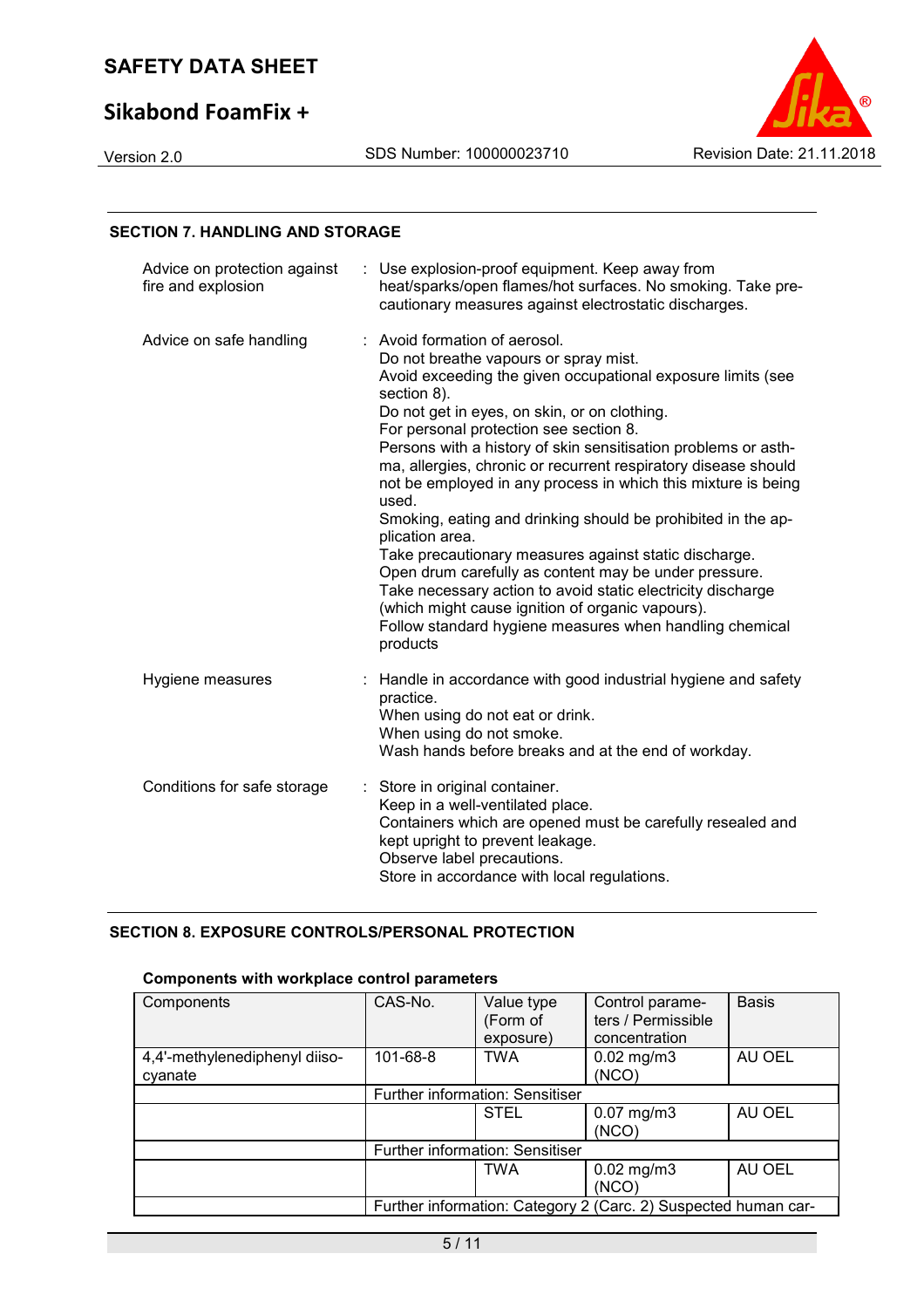## SECTION 7. HANDLING AND STORAGE

| | |
|---|---|
| Advice on protection against fire and explosion | : Use explosion-proof equipment. Keep away from heat/sparks/open flames/hot surfaces. No smoking. Take precautionary measures against electrostatic discharges. |
| Advice on safe handling | : Avoid formation of aerosol.<br>Do not breathe vapours or spray mist.<br>Avoid exceeding the given occupational exposure limits (see section 8).<br>Do not get in eyes, on skin, or on clothing.<br>For personal protection see section 8.<br>Persons with a history of skin sensitisation problems or asthma, allergies, chronic or recurrent respiratory disease should not be employed in any process in which this mixture is being used.<br>Smoking, eating and drinking should be prohibited in the application area.<br>Take precautionary measures against static discharge.<br>Open drum carefully as content may be under pressure.<br>Take necessary action to avoid static electricity discharge (which might cause ignition of organic vapours).<br>Follow standard hygiene measures when handling chemical products |
| Hygiene measures | : Handle in accordance with good industrial hygiene and safety practice.<br>When using do not eat or drink.<br>When using do not smoke.<br>Wash hands before breaks and at the end of workday. |
| Conditions for safe storage | : Store in original container.<br>Keep in a well-ventilated place.<br>Containers which are opened must be carefully resealed and kept upright to prevent leakage.<br>Observe label precautions.<br>Store in accordance with local regulations. |

## SECTION 8. EXPOSURE CONTROLS/PERSONAL PROTECTION

### Components with workplace control parameters

| Components | CAS-No. | Value type (Form of exposure) | Control parameters / Permissible concentration | Basis |
|---|---|---|---|---|
| 4,4'-methylenediphenyl diisocyanate | 101-68-8 | TWA | 0.02 mg/m3 (NCO) | AU OEL |
| | Further information: Sensitiser | | | |
| | | STEL | 0.07 mg/m3 (NCO) | AU OEL |
| | Further information: Sensitiser | | | |
| | | TWA | 0.02 mg/m3 (NCO) | AU OEL |
| | Further information: Category 2 (Carc. 2) Suspected human car- | | | |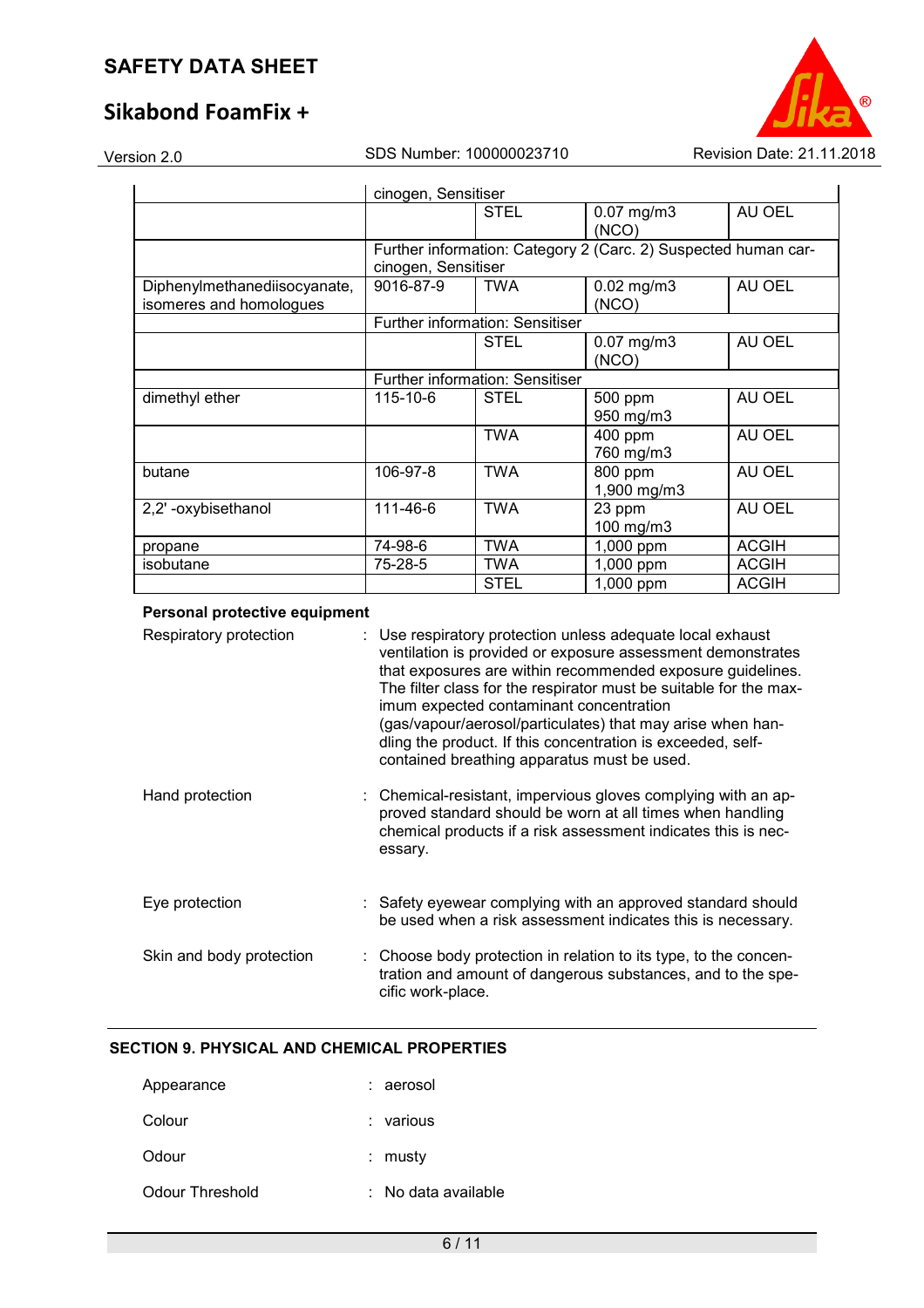| | | | | |
|---|---|---|---|---|
| | cinogen, Sensitiser | | | |
| | | STEL | 0.07 mg/m3 (NCO) | AU OEL |
| | Further information: Category 2 (Carc. 2) Suspected human carcinogen, Sensitiser | | | |
| Diphenylmethanediisocyanate, isomeres and homologues | 9016-87-9 | TWA | 0.02 mg/m3 (NCO) | AU OEL |
| | Further information: Sensitiser | | | |
| | | STEL | 0.07 mg/m3 (NCO) | AU OEL |
| | Further information: Sensitiser | | | |
| dimethyl ether | 115-10-6 | STEL | 500 ppm 950 mg/m3 | AU OEL |
| | | TWA | 400 ppm 760 mg/m3 | AU OEL |
| butane | 106-97-8 | TWA | 800 ppm 1,900 mg/m3 | AU OEL |
| 2,2' -oxybisethanol | 111-46-6 | TWA | 23 ppm 100 mg/m3 | AU OEL |
| propane | 74-98-6 | TWA | 1,000 ppm | ACGIH |
| isobutane | 75-28-5 | TWA | 1,000 ppm | ACGIH |
| | | STEL | 1,000 ppm | ACGIH |

**Personal protective equipment**

Respiratory protection : Use respiratory protection unless adequate local exhaust ventilation is provided or exposure assessment demonstrates that exposures are within recommended exposure guidelines. The filter class for the respirator must be suitable for the maximum expected contaminant concentration (gas/vapour/aerosol/particulates) that may arise when handling the product. If this concentration is exceeded, self-contained breathing apparatus must be used.

Hand protection : Chemical-resistant, impervious gloves complying with an approved standard should be worn at all times when handling chemical products if a risk assessment indicates this is necessary.

Eye protection : Safety eyewear complying with an approved standard should be used when a risk assessment indicates this is necessary.

Skin and body protection : Choose body protection in relation to its type, to the concentration and amount of dangerous substances, and to the specific work-place.

## SECTION 9. PHYSICAL AND CHEMICAL PROPERTIES

Appearance : aerosol

Colour : various

Odour : musty

Odour Threshold : No data available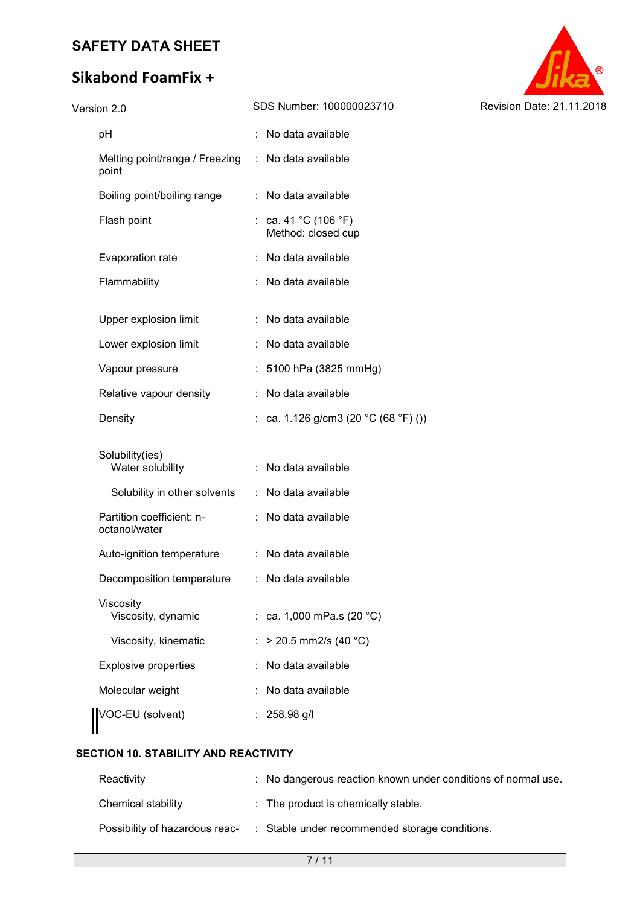| | | |
|---|---|---|
| pH | : | No data available |
| Melting point/range / Freezing point | : | No data available |
| Boiling point/boiling range | : | No data available |
| Flash point | : | ca. 41 °C (106 °F)<br>Method: closed cup |
| Evaporation rate | : | No data available |
| Flammability | : | No data available |
| Upper explosion limit | : | No data available |
| Lower explosion limit | : | No data available |
| Vapour pressure | : | 5100 hPa (3825 mmHg) |
| Relative vapour density | : | No data available |
| Density | : | ca. 1.126 g/cm3 (20 °C (68 °F) ()) |
| Solubility(ies)<br>Water solubility | : | No data available |
| Solubility in other solvents | : | No data available |
| Partition coefficient: n-octanol/water | : | No data available |
| Auto-ignition temperature | : | No data available |
| Decomposition temperature | : | No data available |
| Viscosity<br>Viscosity, dynamic | : | ca. 1,000 mPa.s (20 °C) |
| Viscosity, kinematic | : | > 20.5 mm2/s (40 °C) |
| Explosive properties | : | No data available |
| Molecular weight | : | No data available |
| VOC-EU (solvent) | : | 258.98 g/l |

## SECTION 10. STABILITY AND REACTIVITY

| | | |
|---|---|---|
| Reactivity | : | No dangerous reaction known under conditions of normal use. |
| Chemical stability | : | The product is chemically stable. |
| Possibility of hazardous reac- | : | Stable under recommended storage conditions. |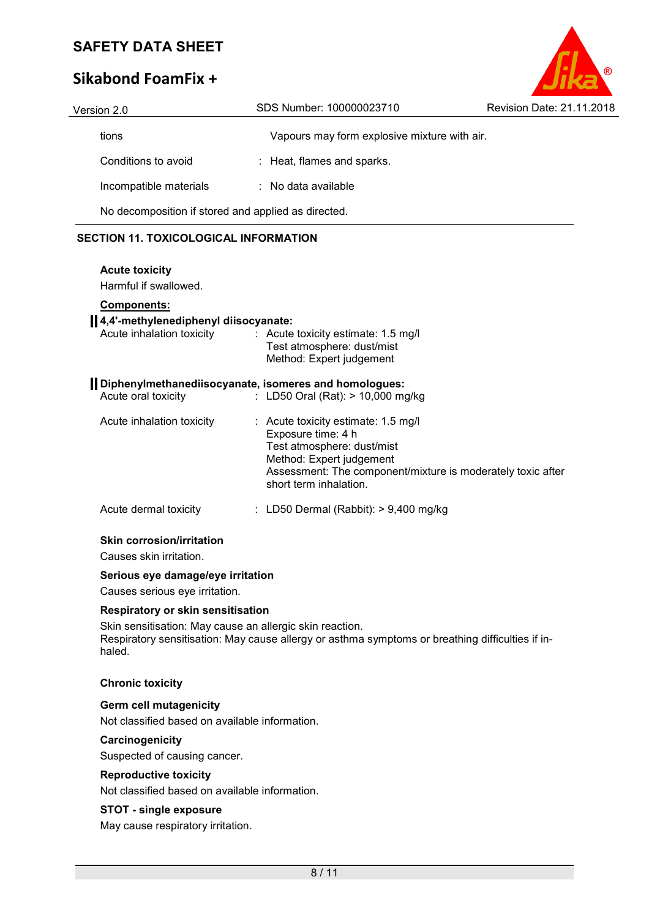tions Vapours may form explosive mixture with air.

Conditions to avoid : Heat, flames and sparks.

Incompatible materials : No data available

No decomposition if stored and applied as directed.

## SECTION 11. TOXICOLOGICAL INFORMATION

**Acute toxicity**

Harmful if swallowed.

**Components:**

**4,4'-methylenediphenyl diisocyanate:**

Acute inhalation toxicity : Acute toxicity estimate: 1.5 mg/l
Test atmosphere: dust/mist
Method: Expert judgement

**Diphenylmethanediisocyanate, isomeres and homologues:**

Acute oral toxicity : LD50 Oral (Rat): > 10,000 mg/kg

Acute inhalation toxicity : Acute toxicity estimate: 1.5 mg/l
Exposure time: 4 h
Test atmosphere: dust/mist
Method: Expert judgement
Assessment: The component/mixture is moderately toxic after short term inhalation.

Acute dermal toxicity : LD50 Dermal (Rabbit): > 9,400 mg/kg

**Skin corrosion/irritation**

Causes skin irritation.

**Serious eye damage/eye irritation**

Causes serious eye irritation.

**Respiratory or skin sensitisation**

Skin sensitisation: May cause an allergic skin reaction.
Respiratory sensitisation: May cause allergy or asthma symptoms or breathing difficulties if inhaled.

**Chronic toxicity**

**Germ cell mutagenicity**

Not classified based on available information.

**Carcinogenicity**

Suspected of causing cancer.

**Reproductive toxicity**

Not classified based on available information.

**STOT - single exposure**

May cause respiratory irritation.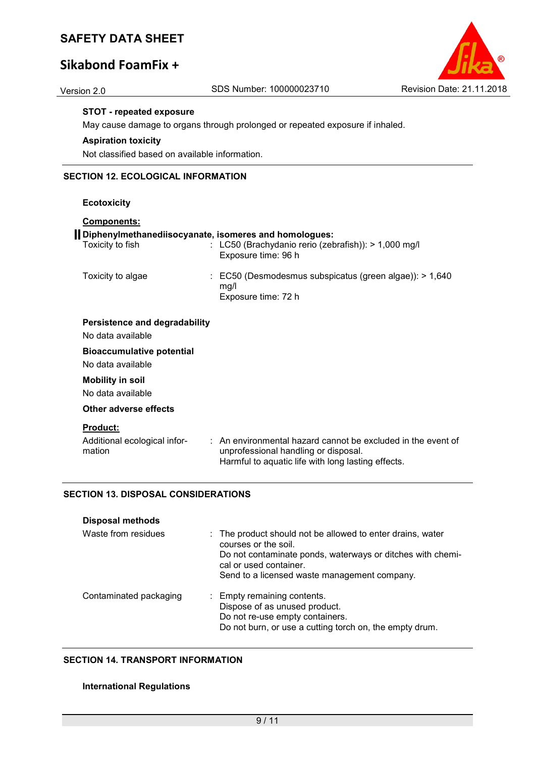**STOT - repeated exposure**

May cause damage to organs through prolonged or repeated exposure if inhaled.

**Aspiration toxicity**

Not classified based on available information.

## SECTION 12. ECOLOGICAL INFORMATION

**Ecotoxicity**

**Components:**

**Diphenylmethanediisocyanate, isomeres and homologues:**

| | |
|---|---|
| Toxicity to fish | : LC50 (Brachydanio rerio (zebrafish)): > 1,000 mg/l<br>Exposure time: 96 h |
| Toxicity to algae | : EC50 (Desmodesmus subspicatus (green algae)): > 1,640 mg/l<br>Exposure time: 72 h |

**Persistence and degradability**

No data available

**Bioaccumulative potential**

No data available

**Mobility in soil**

No data available

**Other adverse effects**

**Product:**

| | |
|---|---|
| Additional ecological information | : An environmental hazard cannot be excluded in the event of unprofessional handling or disposal.<br>Harmful to aquatic life with long lasting effects. |

## SECTION 13. DISPOSAL CONSIDERATIONS

**Disposal methods**

| | |
|---|---|
| Waste from residues | : The product should not be allowed to enter drains, water courses or the soil.<br>Do not contaminate ponds, waterways or ditches with chemical or used container.<br>Send to a licensed waste management company. |
| Contaminated packaging | : Empty remaining contents.<br>Dispose of as unused product.<br>Do not re-use empty containers.<br>Do not burn, or use a cutting torch on, the empty drum. |

## SECTION 14. TRANSPORT INFORMATION

**International Regulations**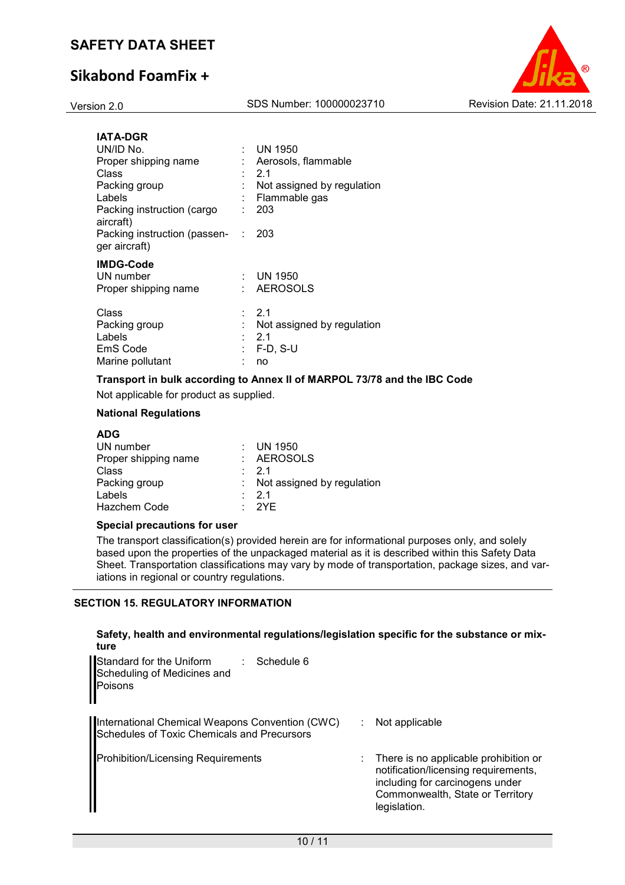**IATA-DGR**

| | | |
|---|---|---|
| UN/ID No. | : | UN 1950 |
| Proper shipping name | : | Aerosols, flammable |
| Class | : | 2.1 |
| Packing group | : | Not assigned by regulation |
| Labels | : | Flammable gas |
| Packing instruction (cargo aircraft) | : | 203 |
| Packing instruction (passenger aircraft) | : | 203 |

**IMDG-Code**

| | | |
|---|---|---|
| UN number | : | UN 1950 |
| Proper shipping name | : | AEROSOLS |
| Class | : | 2.1 |
| Packing group | : | Not assigned by regulation |
| Labels | : | 2.1 |
| EmS Code | : | F-D, S-U |
| Marine pollutant | : | no |

**Transport in bulk according to Annex II of MARPOL 73/78 and the IBC Code**

Not applicable for product as supplied.

**National Regulations**

**ADG**

| | | |
|---|---|---|
| UN number | : | UN 1950 |
| Proper shipping name | : | AEROSOLS |
| Class | : | 2.1 |
| Packing group | : | Not assigned by regulation |
| Labels | : | 2.1 |
| Hazchem Code | : | 2YE |

**Special precautions for user**

The transport classification(s) provided herein are for informational purposes only, and solely based upon the properties of the unpackaged material as it is described within this Safety Data Sheet. Transportation classifications may vary by mode of transportation, package sizes, and variations in regional or country regulations.

## SECTION 15. REGULATORY INFORMATION

**Safety, health and environmental regulations/legislation specific for the substance or mixture**

| | | |
|---|---|---|
| Standard for the Uniform Scheduling of Medicines and Poisons | : | Schedule 6 |
| International Chemical Weapons Convention (CWC) Schedules of Toxic Chemicals and Precursors | : | Not applicable |
| Prohibition/Licensing Requirements | : | There is no applicable prohibition or notification/licensing requirements, including for carcinogens under Commonwealth, State or Territory legislation. |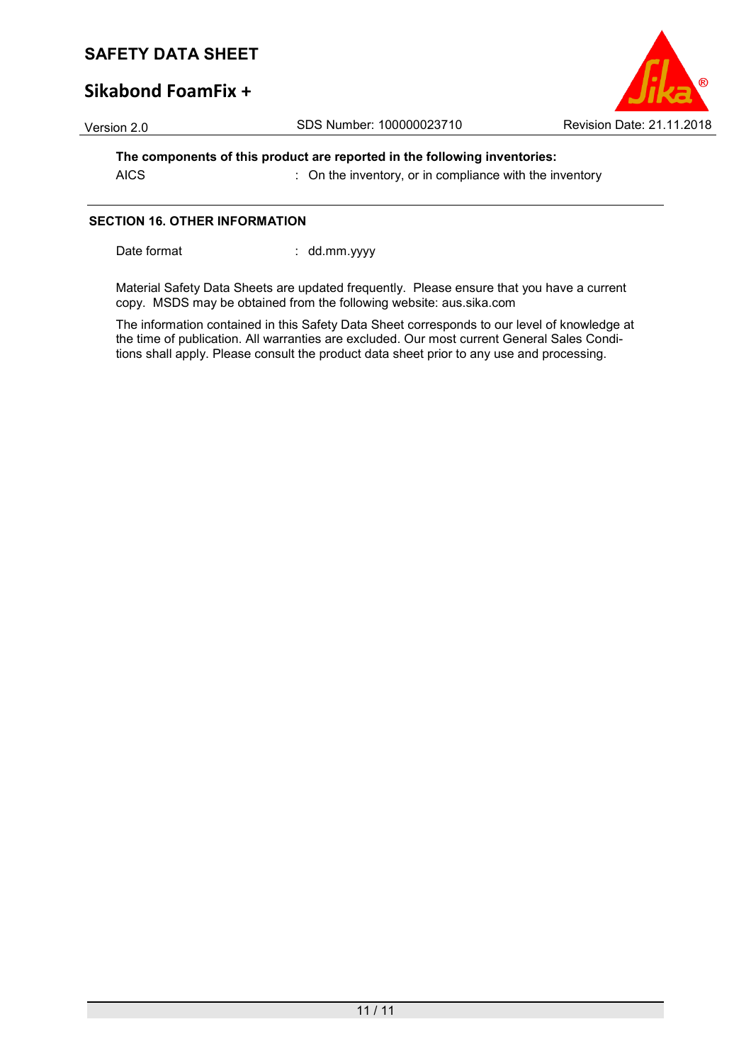**The components of this product are reported in the following inventories:**

AICS : On the inventory, or in compliance with the inventory

## SECTION 16. OTHER INFORMATION

Date format : dd.mm.yyyy

Material Safety Data Sheets are updated frequently. Please ensure that you have a current copy. MSDS may be obtained from the following website: aus.sika.com

The information contained in this Safety Data Sheet corresponds to our level of knowledge at the time of publication. All warranties are excluded. Our most current General Sales Conditions shall apply. Please consult the product data sheet prior to any use and processing.